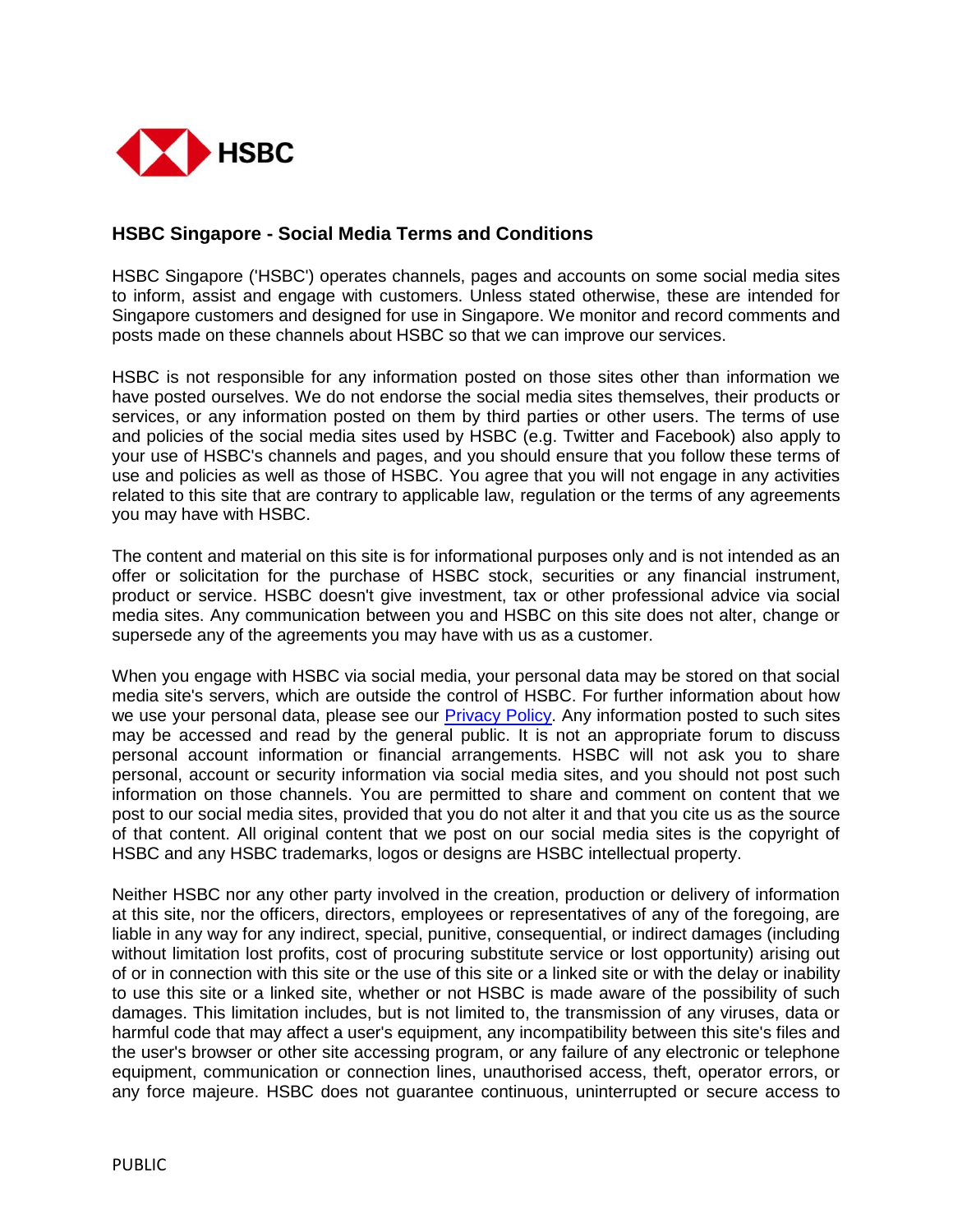HSBC

## HSBC Singapore - Social Media Terms and Conditions

HSBC Singapore ('HSBC') operates channels, pages and accounts on some social media sites to inform, assist and engage with customers. Unless stated otherwise, these are intended for Singapore customers and designed for use in Singapore. We monitor and record comments and posts made on these channels about HSBC so that we can improve our services.

HSBC is not responsible for any information posted on those sites other than information we have posted ourselves. We do not endorse the social media sites themselves, their products or services, or any information posted on them by third parties or other users. The terms of use and policies of the social media sites used by HSBC (e.g. Twitter and Facebook) also apply to your use of HSBC's channels and pages, and you should ensure that you follow these terms of use and policies as well as those of HSBC. You agree that you will not engage in any activities related to this site that are contrary to applicable law, regulation or the terms of any agreements you may have with HSBC.

The content and material on this site is for informational purposes only and is not intended as an offer or solicitation for the purchase of HSBC stock, securities or any financial instrument, product or service. HSBC doesn't give investment, tax or other professional advice via social media sites. Any communication between you and HSBC on this site does not alter, change or supersede any of the agreements you may have with us as a customer.

When you engage with HSBC via social media, your personal data may be stored on that social media site's servers, which are outside the control of HSBC. For further information about how we use your personal data, please see our [Privacy Policy](). Any information posted to such sites may be accessed and read by the general public. It is not an appropriate forum to discuss personal account information or financial arrangements. HSBC will not ask you to share personal, account or security information via social media sites, and you should not post such information on those channels. You are permitted to share and comment on content that we post to our social media sites, provided that you do not alter it and that you cite us as the source of that content. All original content that we post on our social media sites is the copyright of HSBC and any HSBC trademarks, logos or designs are HSBC intellectual property.

Neither HSBC nor any other party involved in the creation, production or delivery of information at this site, nor the officers, directors, employees or representatives of any of the foregoing, are liable in any way for any indirect, special, punitive, consequential, or indirect damages (including without limitation lost profits, cost of procuring substitute service or lost opportunity) arising out of or in connection with this site or the use of this site or a linked site or with the delay or inability to use this site or a linked site, whether or not HSBC is made aware of the possibility of such damages. This limitation includes, but is not limited to, the transmission of any viruses, data or harmful code that may affect a user's equipment, any incompatibility between this site's files and the user's browser or other site accessing program, or any failure of any electronic or telephone equipment, communication or connection lines, unauthorised access, theft, operator errors, or any force majeure. HSBC does not guarantee continuous, uninterrupted or secure access to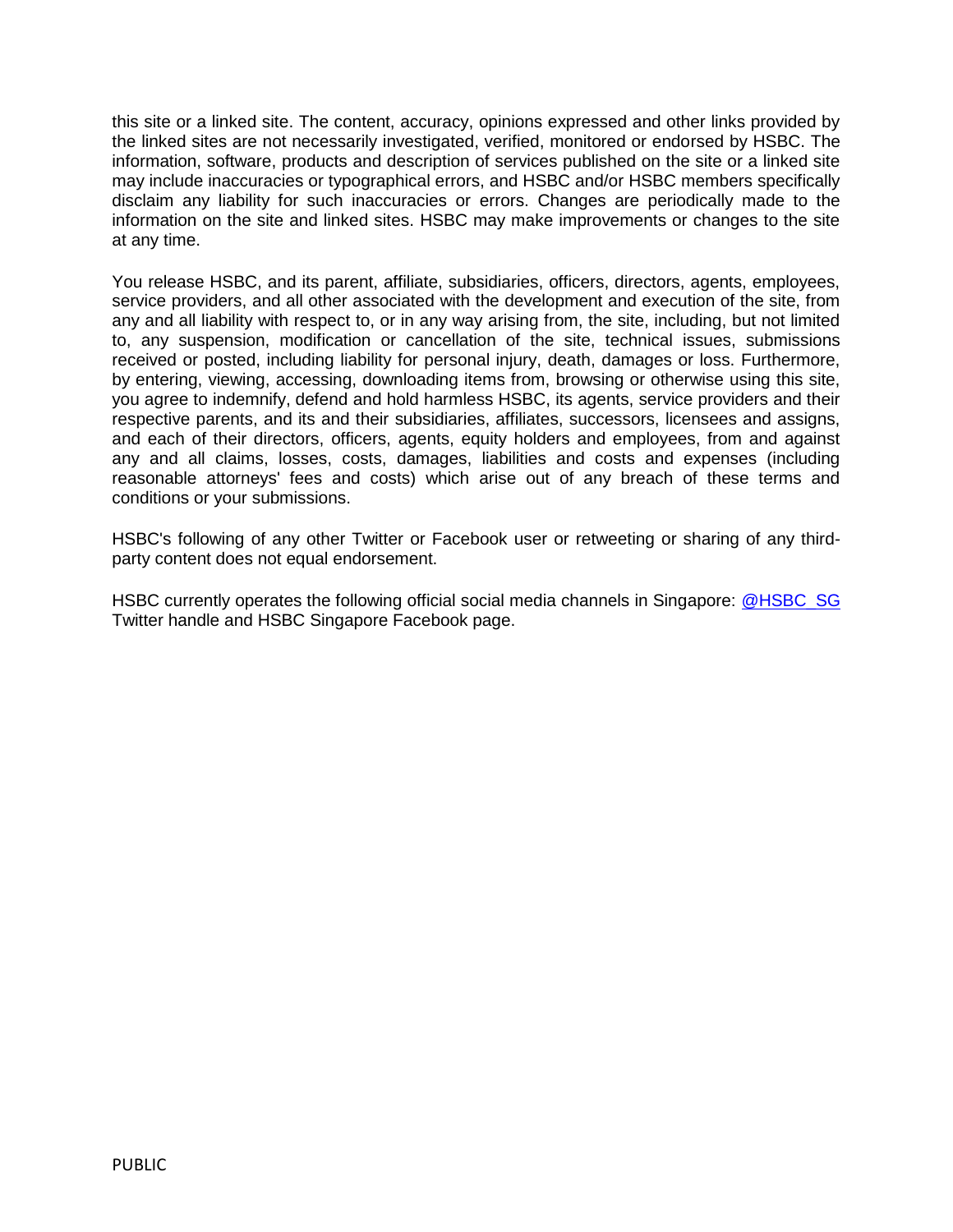this site or a linked site. The content, accuracy, opinions expressed and other links provided by the linked sites are not necessarily investigated, verified, monitored or endorsed by HSBC. The information, software, products and description of services published on the site or a linked site may include inaccuracies or typographical errors, and HSBC and/or HSBC members specifically disclaim any liability for such inaccuracies or errors. Changes are periodically made to the information on the site and linked sites. HSBC may make improvements or changes to the site at any time.

You release HSBC, and its parent, affiliate, subsidiaries, officers, directors, agents, employees, service providers, and all other associated with the development and execution of the site, from any and all liability with respect to, or in any way arising from, the site, including, but not limited to, any suspension, modification or cancellation of the site, technical issues, submissions received or posted, including liability for personal injury, death, damages or loss. Furthermore, by entering, viewing, accessing, downloading items from, browsing or otherwise using this site, you agree to indemnify, defend and hold harmless HSBC, its agents, service providers and their respective parents, and its and their subsidiaries, affiliates, successors, licensees and assigns, and each of their directors, officers, agents, equity holders and employees, from and against any and all claims, losses, costs, damages, liabilities and costs and expenses (including reasonable attorneys' fees and costs) which arise out of any breach of these terms and conditions or your submissions.

HSBC's following of any other Twitter or Facebook user or retweeting or sharing of any third-party content does not equal endorsement.

HSBC currently operates the following official social media channels in Singapore: @HSBC_SG Twitter handle and HSBC Singapore Facebook page.

PUBLIC